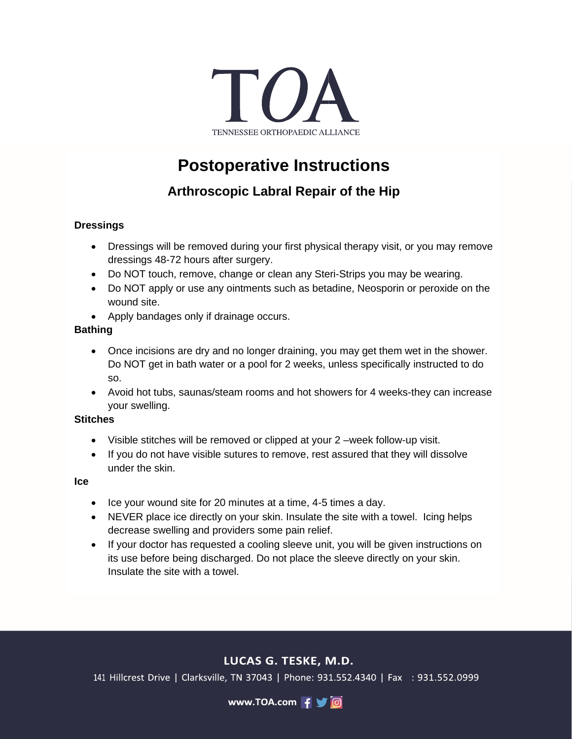TOA

TENNESSEE ORTHOPAEDIC ALLIANCE

# Postoperative Instructions

## Arthroscopic Labral Repair of the Hip

**Dressings**

- Dressings will be removed during your first physical therapy visit, or you may remove dressings 48-72 hours after surgery.
- Do NOT touch, remove, change or clean any Steri-Strips you may be wearing.
- Do NOT apply or use any ointments such as betadine, Neosporin or peroxide on the wound site.
- Apply bandages only if drainage occurs.

**Bathing**

- Once incisions are dry and no longer draining, you may get them wet in the shower. Do NOT get in bath water or a pool for 2 weeks, unless specifically instructed to do so.
- Avoid hot tubs, saunas/steam rooms and hot showers for 4 weeks-they can increase your swelling.

**Stitches**

- Visible stitches will be removed or clipped at your 2 –week follow-up visit.
- If you do not have visible sutures to remove, rest assured that they will dissolve under the skin.

**Ice**

- Ice your wound site for 20 minutes at a time, 4-5 times a day.
- NEVER place ice directly on your skin. Insulate the site with a towel. Icing helps decrease swelling and providers some pain relief.
- If your doctor has requested a cooling sleeve unit, you will be given instructions on its use before being discharged. Do not place the sleeve directly on your skin. Insulate the site with a towel.

**LUCAS G. TESKE, M.D.**

141 Hillcrest Drive | Clarksville, TN 37043 | Phone: 931.552.4340 | Fax : 931.552.0999

www.TOA.com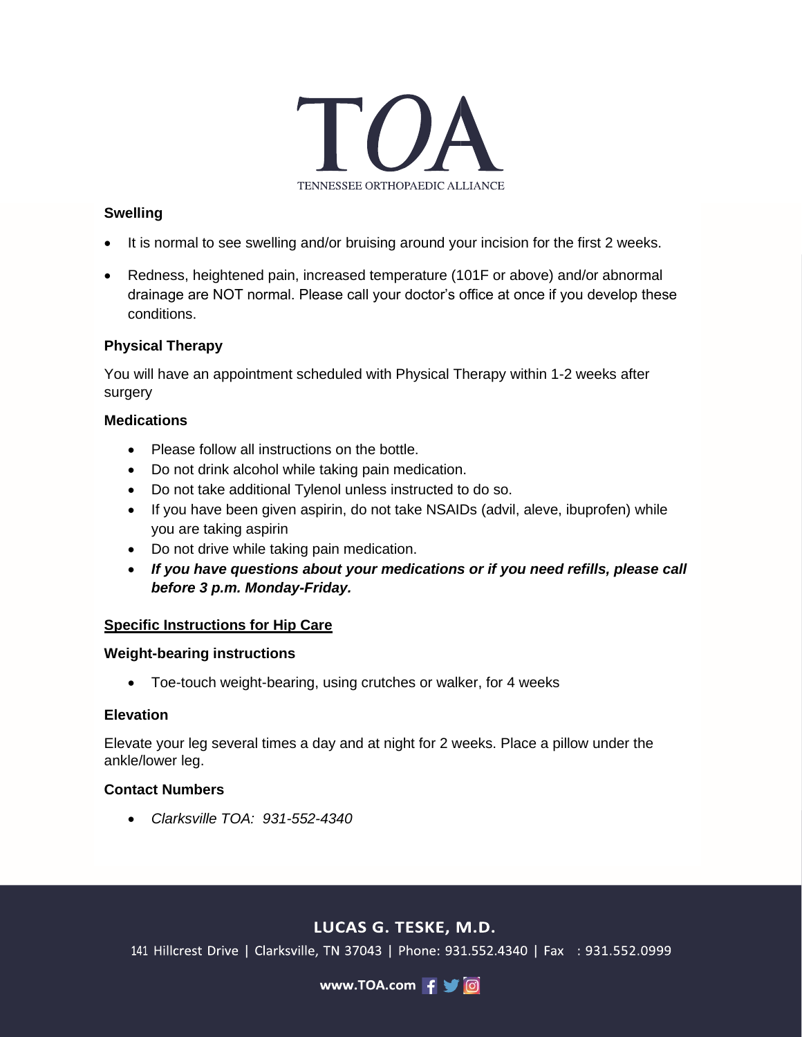TOA

TENNESSEE ORTHOPAEDIC ALLIANCE

**Swelling**

- It is normal to see swelling and/or bruising around your incision for the first 2 weeks.
- Redness, heightened pain, increased temperature (101F or above) and/or abnormal drainage are NOT normal. Please call your doctor's office at once if you develop these conditions.

**Physical Therapy**

You will have an appointment scheduled with Physical Therapy within 1-2 weeks after surgery

**Medications**

- Please follow all instructions on the bottle.
- Do not drink alcohol while taking pain medication.
- Do not take additional Tylenol unless instructed to do so.
- If you have been given aspirin, do not take NSAIDs (advil, aleve, ibuprofen) while you are taking aspirin
- Do not drive while taking pain medication.
- ***If you have questions about your medications or if you need refills, please call before 3 p.m. Monday-Friday.***

**Specific Instructions for Hip Care**

**Weight-bearing instructions**

- Toe-touch weight-bearing, using crutches or walker, for 4 weeks

**Elevation**

Elevate your leg several times a day and at night for 2 weeks. Place a pillow under the ankle/lower leg.

**Contact Numbers**

- *Clarksville TOA: 931-552-4340*

**LUCAS G. TESKE, M.D.**

141 Hillcrest Drive | Clarksville, TN 37043 | Phone: 931.552.4340 | Fax : 931.552.0999

www.TOA.com